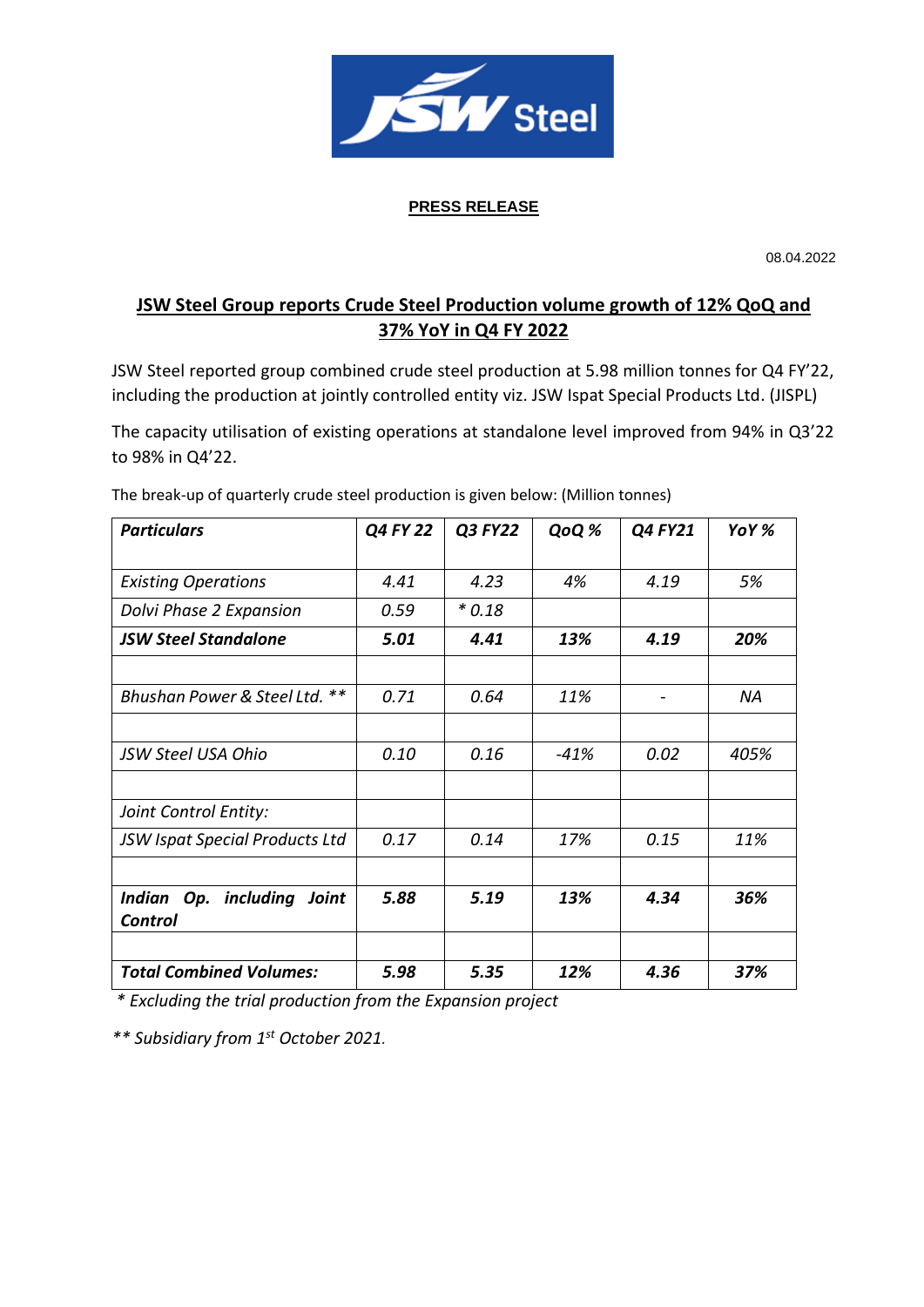**PRESS RELEASE**

08.04.2022

## JSW Steel Group reports Crude Steel Production volume growth of 12% QoQ and 37% YoY in Q4 FY 2022

JSW Steel reported group combined crude steel production at 5.98 million tonnes for Q4 FY'22, including the production at jointly controlled entity viz. JSW Ispat Special Products Ltd. (JISPL)

The capacity utilisation of existing operations at standalone level improved from 94% in Q3'22 to 98% in Q4'22.

The break-up of quarterly crude steel production is given below: (Million tonnes)

| *Particulars* | *Q4 FY 22* | *Q3 FY22* | *QoQ %* | *Q4 FY21* | *YoY %* |
|---|---|---|---|---|---|
| *Existing Operations* | *4.41* | *4.23* | *4%* | *4.19* | *5%* |
| *Dolvi Phase 2 Expansion* | *0.59* | *\* 0.18* | | | |
| ***JSW Steel Standalone*** | ***5.01*** | ***4.41*** | ***13%*** | ***4.19*** | ***20%*** |
| | | | | | |
| *Bhushan Power & Steel Ltd. \*\** | *0.71* | *0.64* | *11%* | *-* | *NA* |
| | | | | | |
| *JSW Steel USA Ohio* | *0.10* | *0.16* | *-41%* | *0.02* | *405%* |
| | | | | | |
| *Joint Control Entity:* | | | | | |
| *JSW Ispat Special Products Ltd* | *0.17* | *0.14* | *17%* | *0.15* | *11%* |
| | | | | | |
| ***Indian Op. including Joint Control*** | ***5.88*** | ***5.19*** | ***13%*** | ***4.34*** | ***36%*** |
| | | | | | |
| ***Total Combined Volumes:*** | ***5.98*** | ***5.35*** | ***12%*** | ***4.36*** | ***37%*** |

*\* Excluding the trial production from the Expansion project*

*\*\* Subsidiary from 1st October 2021.*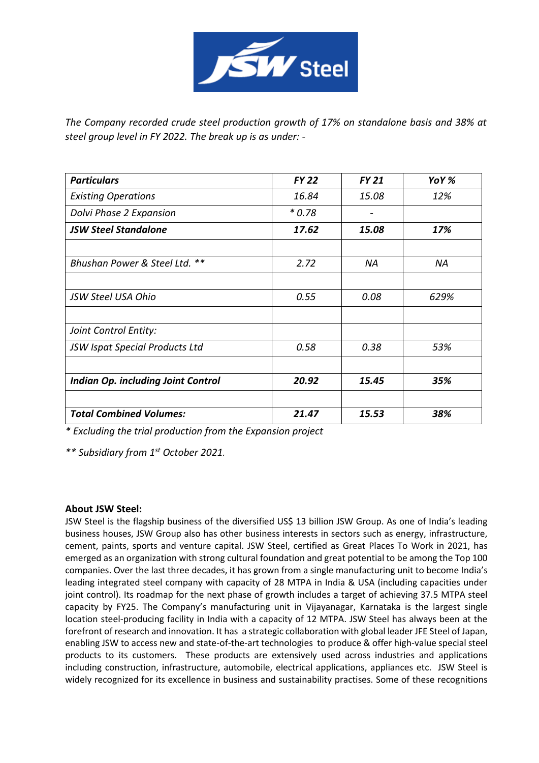*The Company recorded crude steel production growth of 17% on standalone basis and 38% at steel group level in FY 2022. The break up is as under: -*

| ***Particulars*** | ***FY 22*** | ***FY 21*** | ***YoY %*** |
|---|---|---|---|
| *Existing Operations* | *16.84* | *15.08* | *12%* |
| *Dolvi Phase 2 Expansion* | *\* 0.78* | *-* | |
| ***JSW Steel Standalone*** | ***17.62*** | ***15.08*** | ***17%*** |
| | | | |
| *Bhushan Power & Steel Ltd. \*\** | *2.72* | *NA* | *NA* |
| | | | |
| *JSW Steel USA Ohio* | *0.55* | *0.08* | *629%* |
| | | | |
| *Joint Control Entity:* | | | |
| *JSW Ispat Special Products Ltd* | *0.58* | *0.38* | *53%* |
| | | | |
| ***Indian Op. including Joint Control*** | ***20.92*** | ***15.45*** | ***35%*** |
| | | | |
| ***Total Combined Volumes:*** | ***21.47*** | ***15.53*** | ***38%*** |

*\* Excluding the trial production from the Expansion project*

*\*\* Subsidiary from 1st October 2021.*

**About JSW Steel:**

JSW Steel is the flagship business of the diversified US$ 13 billion JSW Group. As one of India's leading business houses, JSW Group also has other business interests in sectors such as energy, infrastructure, cement, paints, sports and venture capital. JSW Steel, certified as Great Places To Work in 2021, has emerged as an organization with strong cultural foundation and great potential to be among the Top 100 companies. Over the last three decades, it has grown from a single manufacturing unit to become India's leading integrated steel company with capacity of 28 MTPA in India & USA (including capacities under joint control). Its roadmap for the next phase of growth includes a target of achieving 37.5 MTPA steel capacity by FY25. The Company's manufacturing unit in Vijayanagar, Karnataka is the largest single location steel-producing facility in India with a capacity of 12 MTPA. JSW Steel has always been at the forefront of research and innovation. It has a strategic collaboration with global leader JFE Steel of Japan, enabling JSW to access new and state-of-the-art technologies to produce & offer high-value special steel products to its customers. These products are extensively used across industries and applications including construction, infrastructure, automobile, electrical applications, appliances etc. JSW Steel is widely recognized for its excellence in business and sustainability practises. Some of these recognitions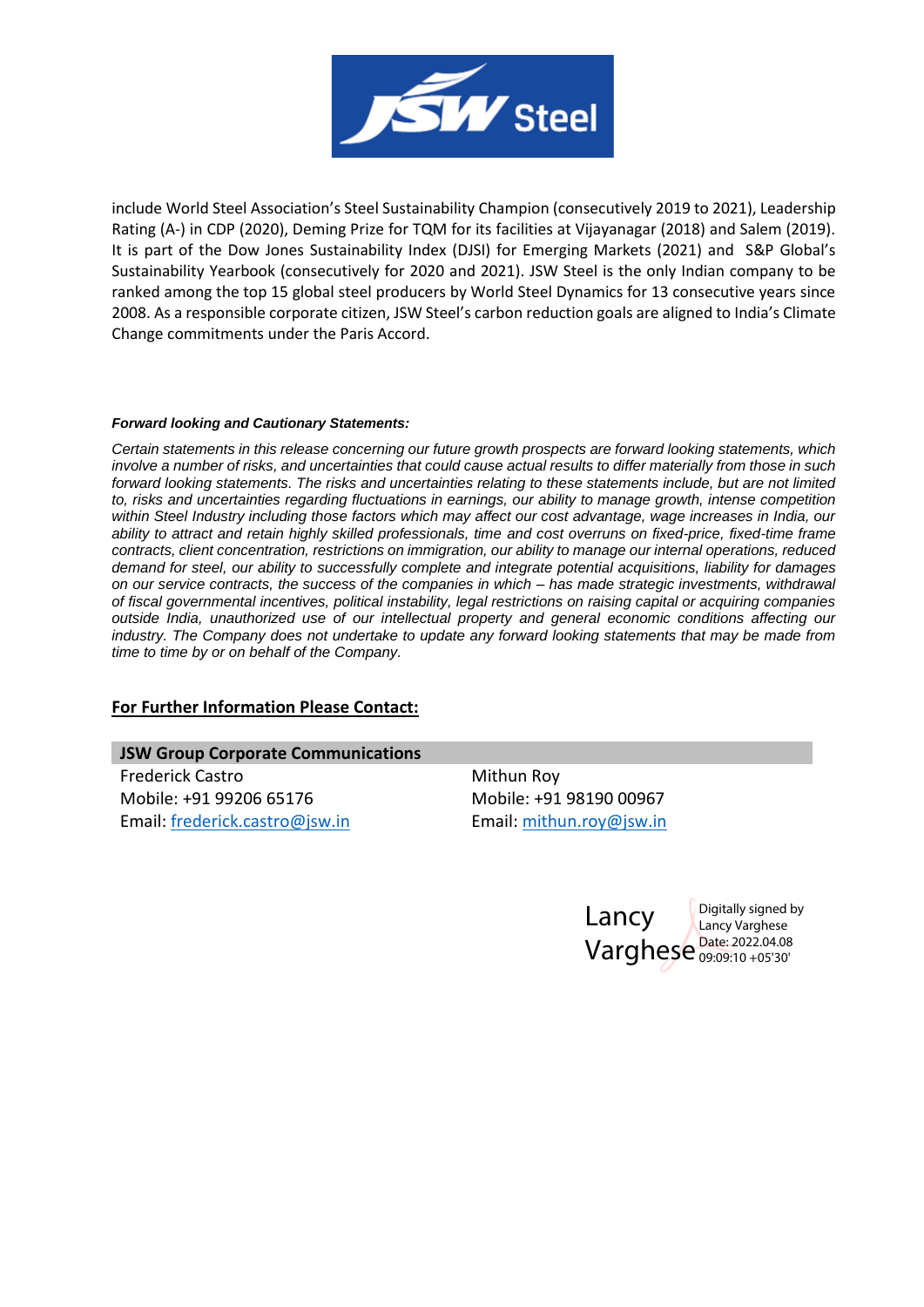include World Steel Association's Steel Sustainability Champion (consecutively 2019 to 2021), Leadership Rating (A-) in CDP (2020), Deming Prize for TQM for its facilities at Vijayanagar (2018) and Salem (2019). It is part of the Dow Jones Sustainability Index (DJSI) for Emerging Markets (2021) and S&P Global's Sustainability Yearbook (consecutively for 2020 and 2021). JSW Steel is the only Indian company to be ranked among the top 15 global steel producers by World Steel Dynamics for 13 consecutive years since 2008. As a responsible corporate citizen, JSW Steel's carbon reduction goals are aligned to India's Climate Change commitments under the Paris Accord.

***Forward looking and Cautionary Statements:***

*Certain statements in this release concerning our future growth prospects are forward looking statements, which involve a number of risks, and uncertainties that could cause actual results to differ materially from those in such forward looking statements. The risks and uncertainties relating to these statements include, but are not limited to, risks and uncertainties regarding fluctuations in earnings, our ability to manage growth, intense competition within Steel Industry including those factors which may affect our cost advantage, wage increases in India, our ability to attract and retain highly skilled professionals, time and cost overruns on fixed-price, fixed-time frame contracts, client concentration, restrictions on immigration, our ability to manage our internal operations, reduced demand for steel, our ability to successfully complete and integrate potential acquisitions, liability for damages on our service contracts, the success of the companies in which – has made strategic investments, withdrawal of fiscal governmental incentives, political instability, legal restrictions on raising capital or acquiring companies outside India, unauthorized use of our intellectual property and general economic conditions affecting our industry. The Company does not undertake to update any forward looking statements that may be made from time to time by or on behalf of the Company.*

**For Further Information Please Contact:**

| **JSW Group Corporate Communications** | |
|---|---|
| Frederick Castro | Mithun Roy |
| Mobile: +91 99206 65176 | Mobile: +91 98190 00967 |
| Email: frederick.castro@jsw.in | Email: mithun.roy@jsw.in |

Lancy Varghese

Digitally signed by Lancy Varghese
Date: 2022.04.08 09:09:10 +05'30'